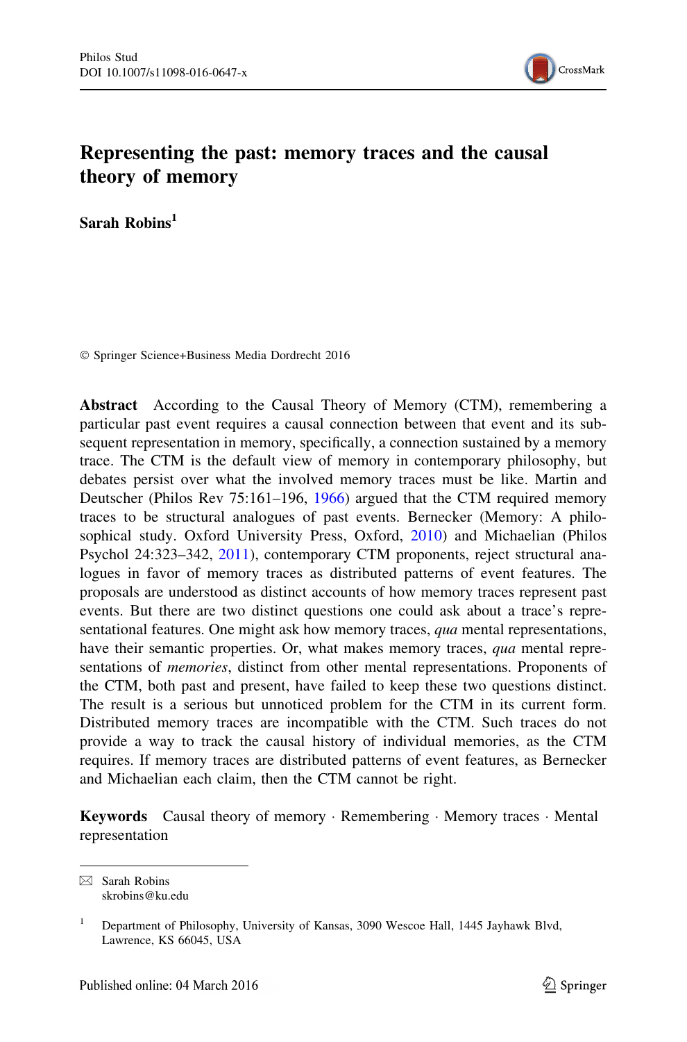# Representing the past: memory traces and the causal theory of memory

**Sarah Robins**[1]

© Springer Science+Business Media Dordrecht 2016

**Abstract** According to the Causal Theory of Memory (CTM), remembering a particular past event requires a causal connection between that event and its subsequent representation in memory, specifically, a connection sustained by a memory trace. The CTM is the default view of memory in contemporary philosophy, but debates persist over what the involved memory traces must be like. Martin and Deutscher (Philos Rev 75:161–196, 1966) argued that the CTM required memory traces to be structural analogues of past events. Bernecker (Memory: A philosophical study. Oxford University Press, Oxford, 2010) and Michaelian (Philos Psychol 24:323–342, 2011), contemporary CTM proponents, reject structural analogues in favor of memory traces as distributed patterns of event features. The proposals are understood as distinct accounts of how memory traces represent past events. But there are two distinct questions one could ask about a trace's representational features. One might ask how memory traces, *qua* mental representations, have their semantic properties. Or, what makes memory traces, *qua* mental representations of *memories*, distinct from other mental representations. Proponents of the CTM, both past and present, have failed to keep these two questions distinct. The result is a serious but unnoticed problem for the CTM in its current form. Distributed memory traces are incompatible with the CTM. Such traces do not provide a way to track the causal history of individual memories, as the CTM requires. If memory traces are distributed patterns of event features, as Bernecker and Michaelian each claim, then the CTM cannot be right.

**Keywords** Causal theory of memory · Remembering · Memory traces · Mental representation

---

✉ Sarah Robins
skrobins@ku.edu

[1] Department of Philosophy, University of Kansas, 3090 Wescoe Hall, 1445 Jayhawk Blvd, Lawrence, KS 66045, USA

Published online: 04 March 2016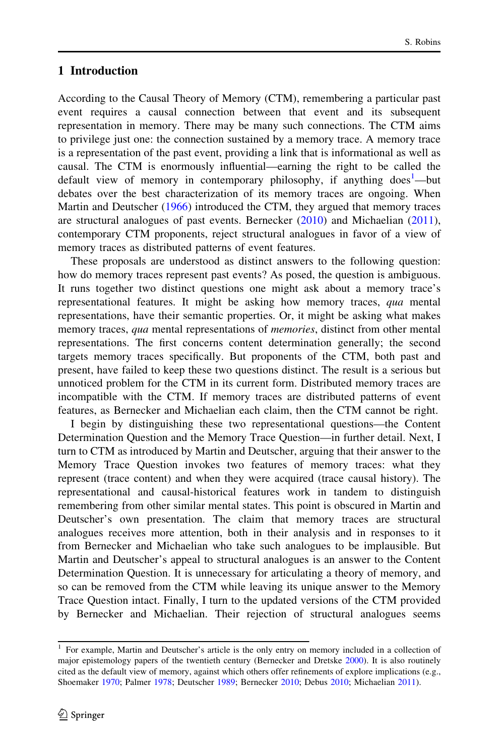## 1 Introduction

According to the Causal Theory of Memory (CTM), remembering a particular past event requires a causal connection between that event and its subsequent representation in memory. There may be many such connections. The CTM aims to privilege just one: the connection sustained by a memory trace. A memory trace is a representation of the past event, providing a link that is informational as well as causal. The CTM is enormously influential—earning the right to be called the default view of memory in contemporary philosophy, if anything does[1]—but debates over the best characterization of its memory traces are ongoing. When Martin and Deutscher (1966) introduced the CTM, they argued that memory traces are structural analogues of past events. Bernecker (2010) and Michaelian (2011), contemporary CTM proponents, reject structural analogues in favor of a view of memory traces as distributed patterns of event features.

These proposals are understood as distinct answers to the following question: how do memory traces represent past events? As posed, the question is ambiguous. It runs together two distinct questions one might ask about a memory trace's representational features. It might be asking how memory traces, *qua* mental representations, have their semantic properties. Or, it might be asking what makes memory traces, *qua* mental representations of *memories*, distinct from other mental representations. The first concerns content determination generally; the second targets memory traces specifically. But proponents of the CTM, both past and present, have failed to keep these two questions distinct. The result is a serious but unnoticed problem for the CTM in its current form. Distributed memory traces are incompatible with the CTM. If memory traces are distributed patterns of event features, as Bernecker and Michaelian each claim, then the CTM cannot be right.

I begin by distinguishing these two representational questions—the Content Determination Question and the Memory Trace Question—in further detail. Next, I turn to CTM as introduced by Martin and Deutscher, arguing that their answer to the Memory Trace Question invokes two features of memory traces: what they represent (trace content) and when they were acquired (trace causal history). The representational and causal-historical features work in tandem to distinguish remembering from other similar mental states. This point is obscured in Martin and Deutscher's own presentation. The claim that memory traces are structural analogues receives more attention, both in their analysis and in responses to it from Bernecker and Michaelian who take such analogues to be implausible. But Martin and Deutscher's appeal to structural analogues is an answer to the Content Determination Question. It is unnecessary for articulating a theory of memory, and so can be removed from the CTM while leaving its unique answer to the Memory Trace Question intact. Finally, I turn to the updated versions of the CTM provided by Bernecker and Michaelian. Their rejection of structural analogues seems

[1] For example, Martin and Deutscher's article is the only entry on memory included in a collection of major epistemology papers of the twentieth century (Bernecker and Dretske 2000). It is also routinely cited as the default view of memory, against which others offer refinements of explore implications (e.g., Shoemaker 1970; Palmer 1978; Deutscher 1989; Bernecker 2010; Debus 2010; Michaelian 2011).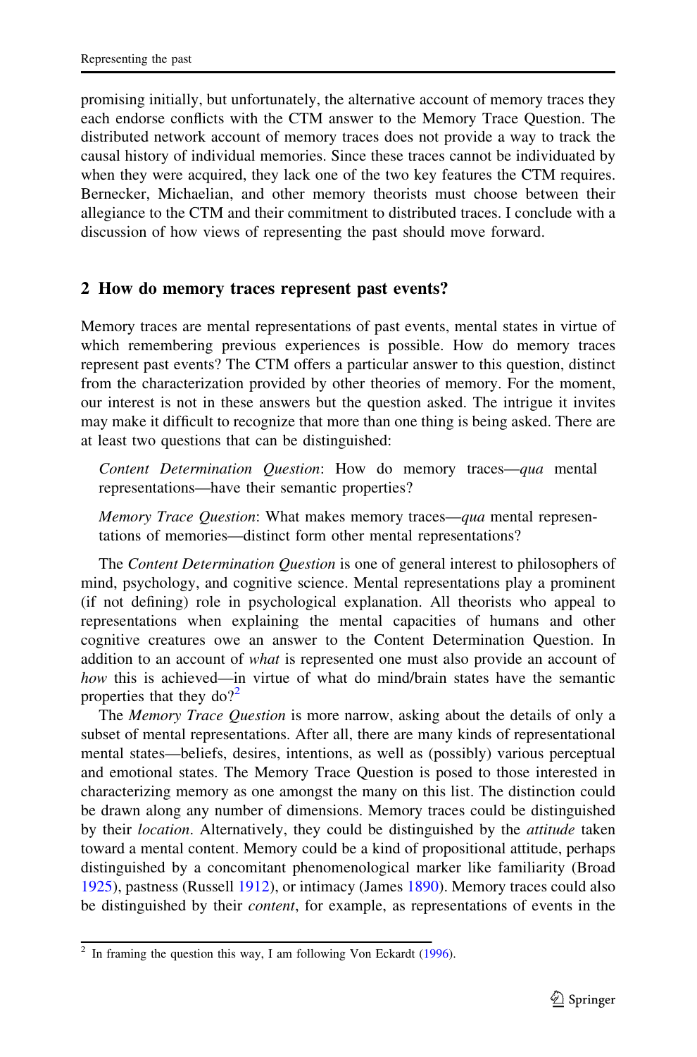promising initially, but unfortunately, the alternative account of memory traces they each endorse conflicts with the CTM answer to the Memory Trace Question. The distributed network account of memory traces does not provide a way to track the causal history of individual memories. Since these traces cannot be individuated by when they were acquired, they lack one of the two key features the CTM requires. Bernecker, Michaelian, and other memory theorists must choose between their allegiance to the CTM and their commitment to distributed traces. I conclude with a discussion of how views of representing the past should move forward.

## 2 How do memory traces represent past events?

Memory traces are mental representations of past events, mental states in virtue of which remembering previous experiences is possible. How do memory traces represent past events? The CTM offers a particular answer to this question, distinct from the characterization provided by other theories of memory. For the moment, our interest is not in these answers but the question asked. The intrigue it invites may make it difficult to recognize that more than one thing is being asked. There are at least two questions that can be distinguished:

> *Content Determination Question*: How do memory traces—*qua* mental representations—have their semantic properties?

> *Memory Trace Question*: What makes memory traces—*qua* mental representations of memories—distinct form other mental representations?

The *Content Determination Question* is one of general interest to philosophers of mind, psychology, and cognitive science. Mental representations play a prominent (if not defining) role in psychological explanation. All theorists who appeal to representations when explaining the mental capacities of humans and other cognitive creatures owe an answer to the Content Determination Question. In addition to an account of *what* is represented one must also provide an account of *how* this is achieved—in virtue of what do mind/brain states have the semantic properties that they do?[2]

The *Memory Trace Question* is more narrow, asking about the details of only a subset of mental representations. After all, there are many kinds of representational mental states—beliefs, desires, intentions, as well as (possibly) various perceptual and emotional states. The Memory Trace Question is posed to those interested in characterizing memory as one amongst the many on this list. The distinction could be drawn along any number of dimensions. Memory traces could be distinguished by their *location*. Alternatively, they could be distinguished by the *attitude* taken toward a mental content. Memory could be a kind of propositional attitude, perhaps distinguished by a concomitant phenomenological marker like familiarity (Broad 1925), pastness (Russell 1912), or intimacy (James 1890). Memory traces could also be distinguished by their *content*, for example, as representations of events in the

[2] In framing the question this way, I am following Von Eckardt (1996).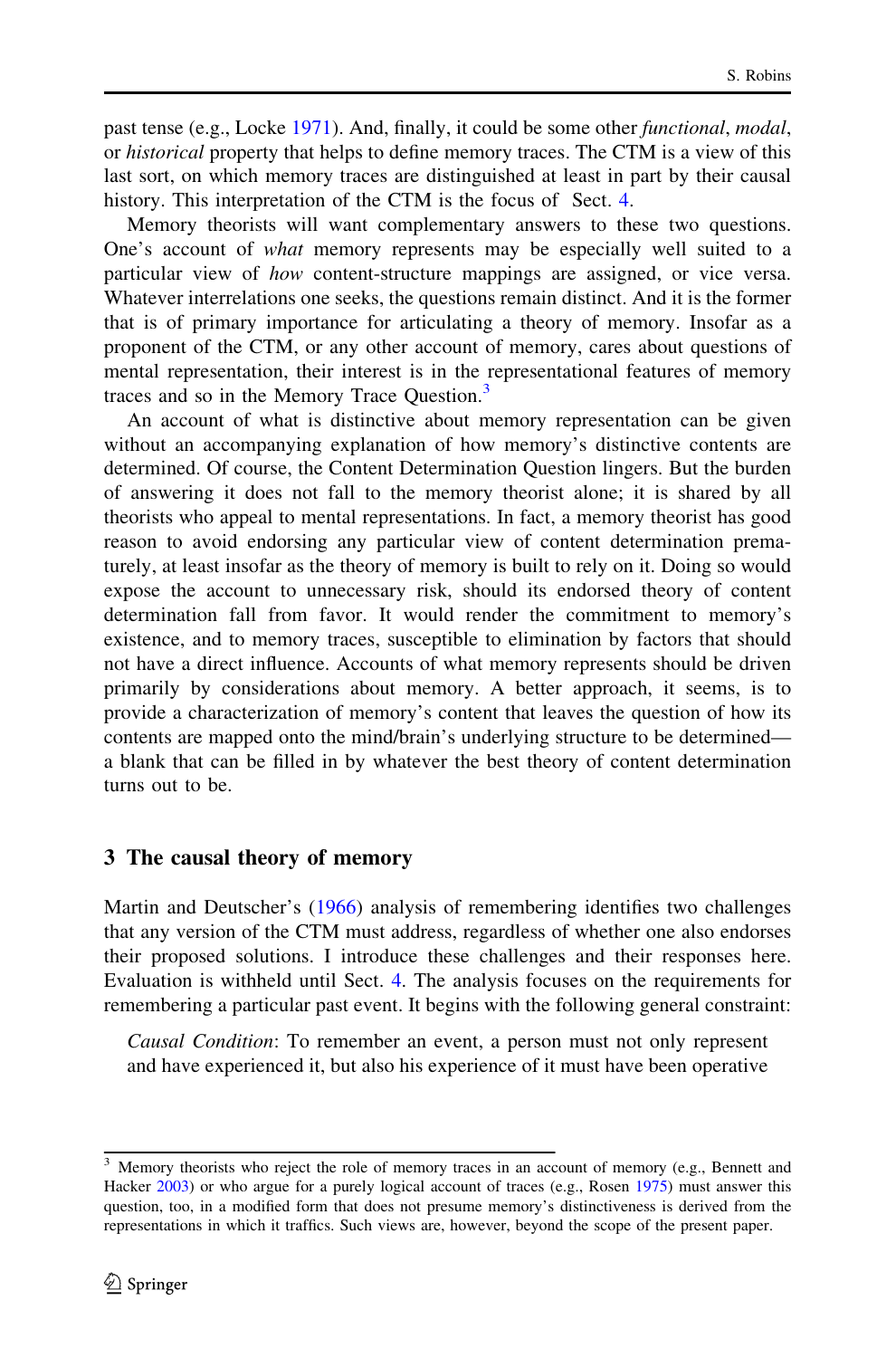past tense (e.g., Locke 1971). And, finally, it could be some other *functional*, *modal*, or *historical* property that helps to define memory traces. The CTM is a view of this last sort, on which memory traces are distinguished at least in part by their causal history. This interpretation of the CTM is the focus of Sect. 4.

Memory theorists will want complementary answers to these two questions. One's account of *what* memory represents may be especially well suited to a particular view of *how* content-structure mappings are assigned, or vice versa. Whatever interrelations one seeks, the questions remain distinct. And it is the former that is of primary importance for articulating a theory of memory. Insofar as a proponent of the CTM, or any other account of memory, cares about questions of mental representation, their interest is in the representational features of memory traces and so in the Memory Trace Question.[3]

An account of what is distinctive about memory representation can be given without an accompanying explanation of how memory's distinctive contents are determined. Of course, the Content Determination Question lingers. But the burden of answering it does not fall to the memory theorist alone; it is shared by all theorists who appeal to mental representations. In fact, a memory theorist has good reason to avoid endorsing any particular view of content determination prematurely, at least insofar as the theory of memory is built to rely on it. Doing so would expose the account to unnecessary risk, should its endorsed theory of content determination fall from favor. It would render the commitment to memory's existence, and to memory traces, susceptible to elimination by factors that should not have a direct influence. Accounts of what memory represents should be driven primarily by considerations about memory. A better approach, it seems, is to provide a characterization of memory's content that leaves the question of how its contents are mapped onto the mind/brain's underlying structure to be determined—a blank that can be filled in by whatever the best theory of content determination turns out to be.

## 3 The causal theory of memory

Martin and Deutscher's (1966) analysis of remembering identifies two challenges that any version of the CTM must address, regardless of whether one also endorses their proposed solutions. I introduce these challenges and their responses here. Evaluation is withheld until Sect. 4. The analysis focuses on the requirements for remembering a particular past event. It begins with the following general constraint:

> *Causal Condition*: To remember an event, a person must not only represent and have experienced it, but also his experience of it must have been operative

[3] Memory theorists who reject the role of memory traces in an account of memory (e.g., Bennett and Hacker 2003) or who argue for a purely logical account of traces (e.g., Rosen 1975) must answer this question, too, in a modified form that does not presume memory's distinctiveness is derived from the representations in which it traffics. Such views are, however, beyond the scope of the present paper.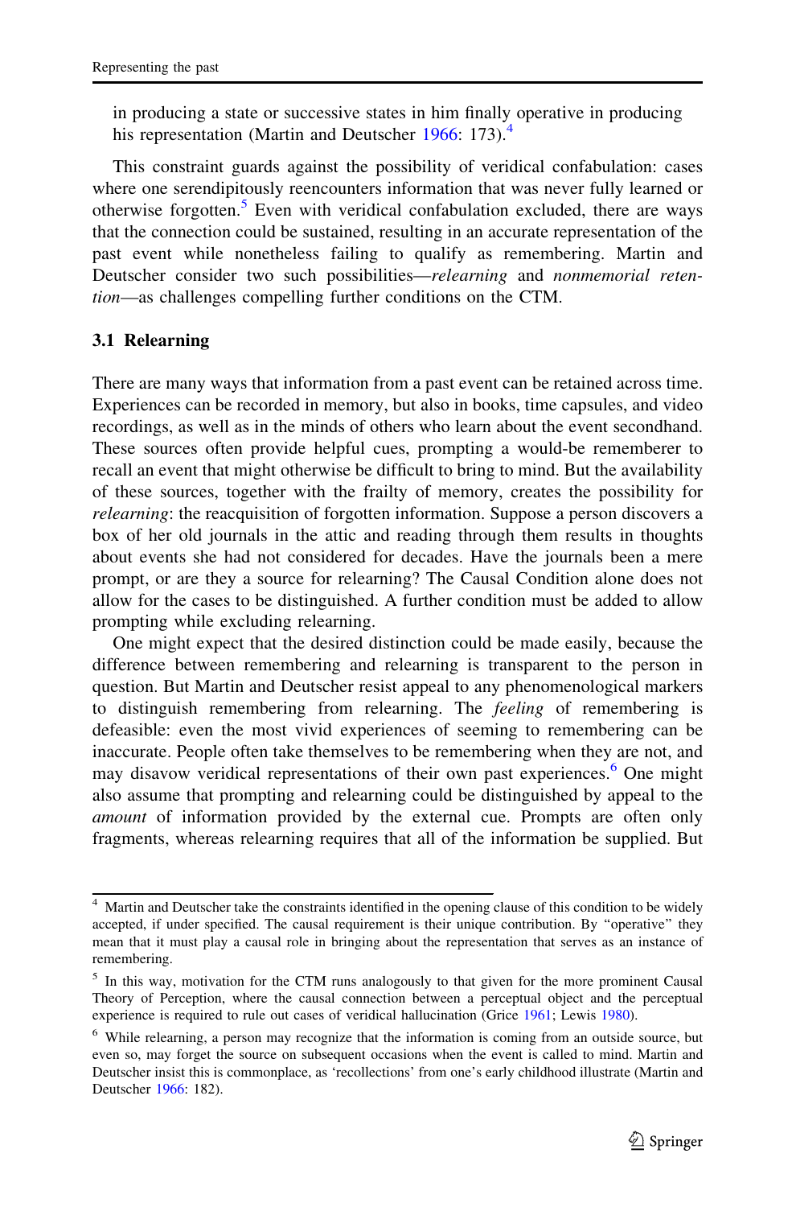in producing a state or successive states in him finally operative in producing his representation (Martin and Deutscher 1966: 173).[4]

This constraint guards against the possibility of veridical confabulation: cases where one serendipitously reencounters information that was never fully learned or otherwise forgotten.[5] Even with veridical confabulation excluded, there are ways that the connection could be sustained, resulting in an accurate representation of the past event while nonetheless failing to qualify as remembering. Martin and Deutscher consider two such possibilities—*relearning* and *nonmemorial retention*—as challenges compelling further conditions on the CTM.

### 3.1 Relearning

There are many ways that information from a past event can be retained across time. Experiences can be recorded in memory, but also in books, time capsules, and video recordings, as well as in the minds of others who learn about the event secondhand. These sources often provide helpful cues, prompting a would-be rememberer to recall an event that might otherwise be difficult to bring to mind. But the availability of these sources, together with the frailty of memory, creates the possibility for *relearning*: the reacquisition of forgotten information. Suppose a person discovers a box of her old journals in the attic and reading through them results in thoughts about events she had not considered for decades. Have the journals been a mere prompt, or are they a source for relearning? The Causal Condition alone does not allow for the cases to be distinguished. A further condition must be added to allow prompting while excluding relearning.

One might expect that the desired distinction could be made easily, because the difference between remembering and relearning is transparent to the person in question. But Martin and Deutscher resist appeal to any phenomenological markers to distinguish remembering from relearning. The *feeling* of remembering is defeasible: even the most vivid experiences of seeming to remembering can be inaccurate. People often take themselves to be remembering when they are not, and may disavow veridical representations of their own past experiences.[6] One might also assume that prompting and relearning could be distinguished by appeal to the *amount* of information provided by the external cue. Prompts are often only fragments, whereas relearning requires that all of the information be supplied. But

---

[4] Martin and Deutscher take the constraints identified in the opening clause of this condition to be widely accepted, if under specified. The causal requirement is their unique contribution. By "operative" they mean that it must play a causal role in bringing about the representation that serves as an instance of remembering.

[5] In this way, motivation for the CTM runs analogously to that given for the more prominent Causal Theory of Perception, where the causal connection between a perceptual object and the perceptual experience is required to rule out cases of veridical hallucination (Grice 1961; Lewis 1980).

[6] While relearning, a person may recognize that the information is coming from an outside source, but even so, may forget the source on subsequent occasions when the event is called to mind. Martin and Deutscher insist this is commonplace, as 'recollections' from one's early childhood illustrate (Martin and Deutscher 1966: 182).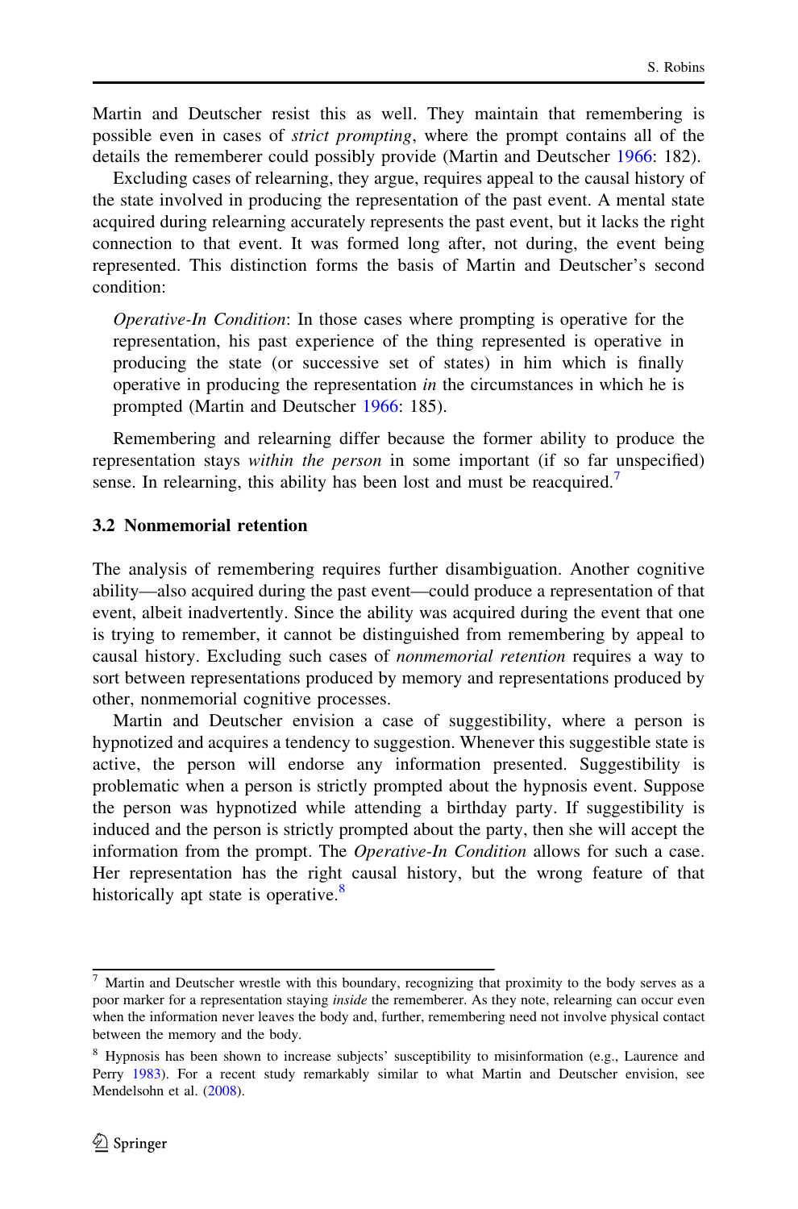Martin and Deutscher resist this as well. They maintain that remembering is possible even in cases of *strict prompting*, where the prompt contains all of the details the rememberer could possibly provide (Martin and Deutscher 1966: 182).

Excluding cases of relearning, they argue, requires appeal to the causal history of the state involved in producing the representation of the past event. A mental state acquired during relearning accurately represents the past event, but it lacks the right connection to that event. It was formed long after, not during, the event being represented. This distinction forms the basis of Martin and Deutscher's second condition:

> *Operative-In Condition*: In those cases where prompting is operative for the representation, his past experience of the thing represented is operative in producing the state (or successive set of states) in him which is finally operative in producing the representation *in* the circumstances in which he is prompted (Martin and Deutscher 1966: 185).

Remembering and relearning differ because the former ability to produce the representation stays *within the person* in some important (if so far unspecified) sense. In relearning, this ability has been lost and must be reacquired.[7]

### 3.2 Nonmemorial retention

The analysis of remembering requires further disambiguation. Another cognitive ability—also acquired during the past event—could produce a representation of that event, albeit inadvertently. Since the ability was acquired during the event that one is trying to remember, it cannot be distinguished from remembering by appeal to causal history. Excluding such cases of *nonmemorial retention* requires a way to sort between representations produced by memory and representations produced by other, nonmemorial cognitive processes.

Martin and Deutscher envision a case of suggestibility, where a person is hypnotized and acquires a tendency to suggestion. Whenever this suggestible state is active, the person will endorse any information presented. Suggestibility is problematic when a person is strictly prompted about the hypnosis event. Suppose the person was hypnotized while attending a birthday party. If suggestibility is induced and the person is strictly prompted about the party, then she will accept the information from the prompt. The *Operative-In Condition* allows for such a case. Her representation has the right causal history, but the wrong feature of that historically apt state is operative.[8]

---

[7] Martin and Deutscher wrestle with this boundary, recognizing that proximity to the body serves as a poor marker for a representation staying *inside* the rememberer. As they note, relearning can occur even when the information never leaves the body and, further, remembering need not involve physical contact between the memory and the body.

[8] Hypnosis has been shown to increase subjects' susceptibility to misinformation (e.g., Laurence and Perry 1983). For a recent study remarkably similar to what Martin and Deutscher envision, see Mendelsohn et al. (2008).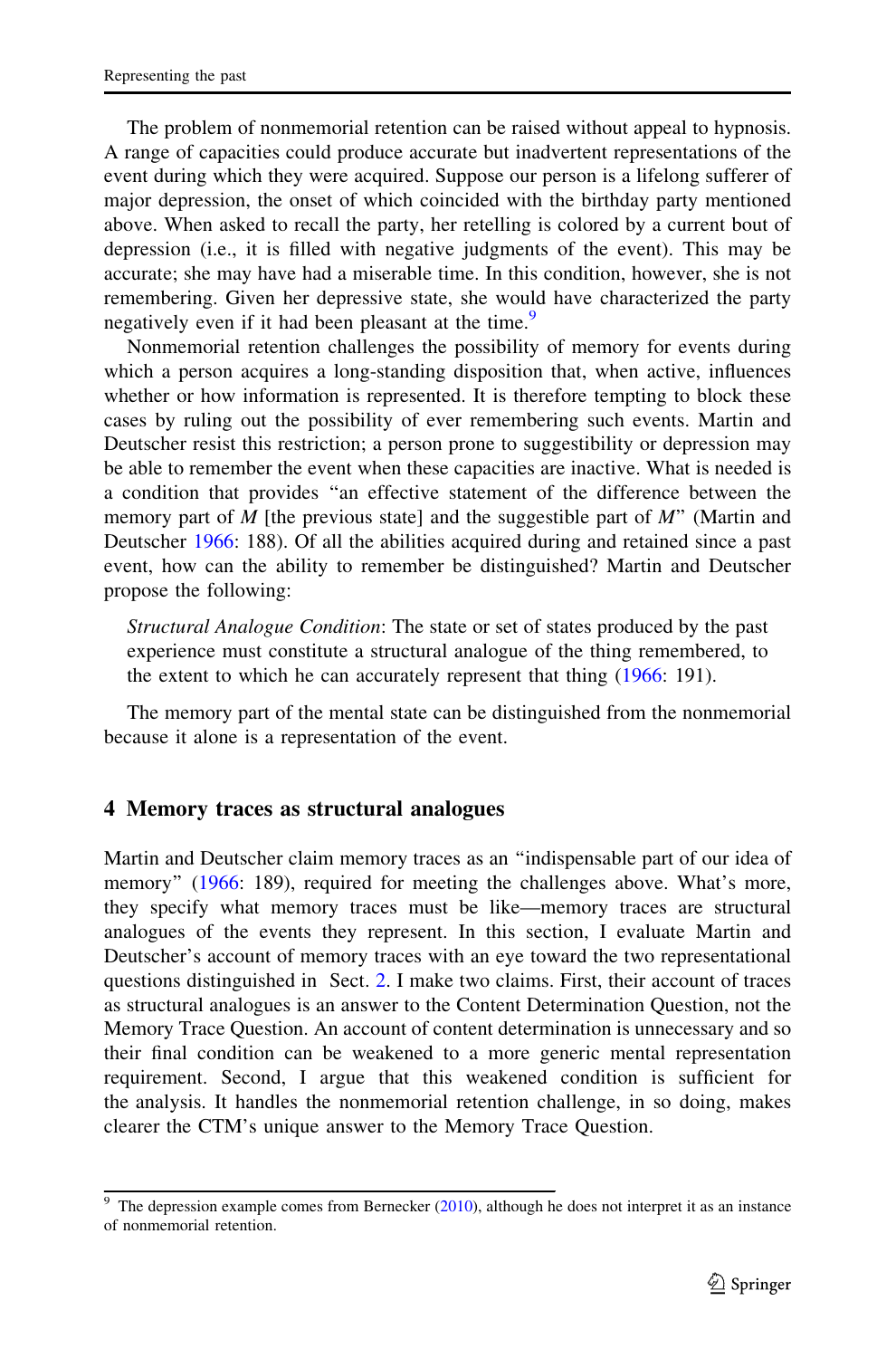The problem of nonmemorial retention can be raised without appeal to hypnosis. A range of capacities could produce accurate but inadvertent representations of the event during which they were acquired. Suppose our person is a lifelong sufferer of major depression, the onset of which coincided with the birthday party mentioned above. When asked to recall the party, her retelling is colored by a current bout of depression (i.e., it is filled with negative judgments of the event). This may be accurate; she may have had a miserable time. In this condition, however, she is not remembering. Given her depressive state, she would have characterized the party negatively even if it had been pleasant at the time.[9]

Nonmemorial retention challenges the possibility of memory for events during which a person acquires a long-standing disposition that, when active, influences whether or how information is represented. It is therefore tempting to block these cases by ruling out the possibility of ever remembering such events. Martin and Deutscher resist this restriction; a person prone to suggestibility or depression may be able to remember the event when these capacities are inactive. What is needed is a condition that provides "an effective statement of the difference between the memory part of *M* [the previous state] and the suggestible part of *M*" (Martin and Deutscher 1966: 188). Of all the abilities acquired during and retained since a past event, how can the ability to remember be distinguished? Martin and Deutscher propose the following:

> *Structural Analogue Condition*: The state or set of states produced by the past experience must constitute a structural analogue of the thing remembered, to the extent to which he can accurately represent that thing (1966: 191).

The memory part of the mental state can be distinguished from the nonmemorial because it alone is a representation of the event.

## 4 Memory traces as structural analogues

Martin and Deutscher claim memory traces as an "indispensable part of our idea of memory" (1966: 189), required for meeting the challenges above. What's more, they specify what memory traces must be like—memory traces are structural analogues of the events they represent. In this section, I evaluate Martin and Deutscher's account of memory traces with an eye toward the two representational questions distinguished in Sect. 2. I make two claims. First, their account of traces as structural analogues is an answer to the Content Determination Question, not the Memory Trace Question. An account of content determination is unnecessary and so their final condition can be weakened to a more generic mental representation requirement. Second, I argue that this weakened condition is sufficient for the analysis. It handles the nonmemorial retention challenge, in so doing, makes clearer the CTM's unique answer to the Memory Trace Question.

[9] The depression example comes from Bernecker (2010), although he does not interpret it as an instance of nonmemorial retention.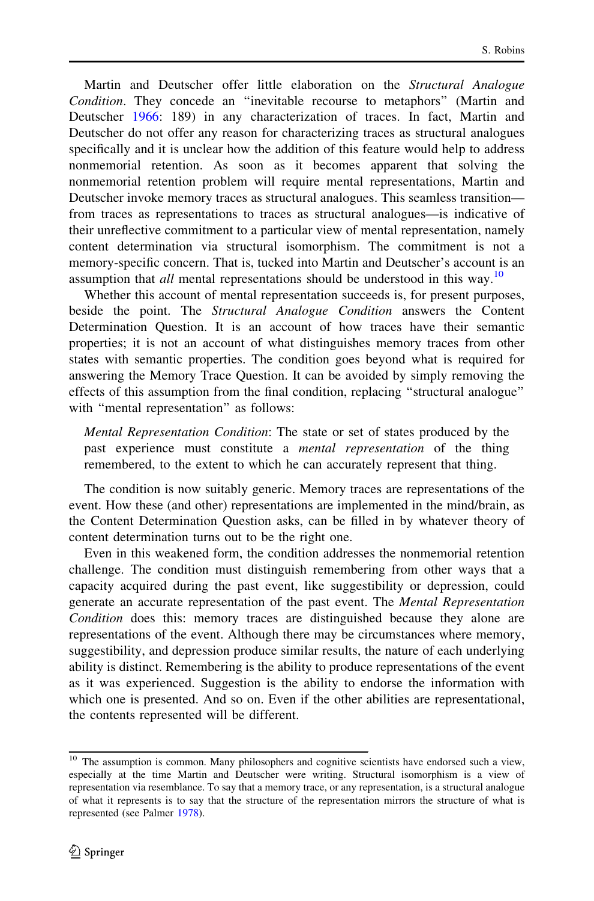Martin and Deutscher offer little elaboration on the *Structural Analogue Condition*. They concede an "inevitable recourse to metaphors" (Martin and Deutscher 1966: 189) in any characterization of traces. In fact, Martin and Deutscher do not offer any reason for characterizing traces as structural analogues specifically and it is unclear how the addition of this feature would help to address nonmemorial retention. As soon as it becomes apparent that solving the nonmemorial retention problem will require mental representations, Martin and Deutscher invoke memory traces as structural analogues. This seamless transition—from traces as representations to traces as structural analogues—is indicative of their unreflective commitment to a particular view of mental representation, namely content determination via structural isomorphism. The commitment is not a memory-specific concern. That is, tucked into Martin and Deutscher's account is an assumption that *all* mental representations should be understood in this way.[10]

Whether this account of mental representation succeeds is, for present purposes, beside the point. The *Structural Analogue Condition* answers the Content Determination Question. It is an account of how traces have their semantic properties; it is not an account of what distinguishes memory traces from other states with semantic properties. The condition goes beyond what is required for answering the Memory Trace Question. It can be avoided by simply removing the effects of this assumption from the final condition, replacing "structural analogue" with "mental representation" as follows:

> *Mental Representation Condition*: The state or set of states produced by the past experience must constitute a *mental representation* of the thing remembered, to the extent to which he can accurately represent that thing.

The condition is now suitably generic. Memory traces are representations of the event. How these (and other) representations are implemented in the mind/brain, as the Content Determination Question asks, can be filled in by whatever theory of content determination turns out to be the right one.

Even in this weakened form, the condition addresses the nonmemorial retention challenge. The condition must distinguish remembering from other ways that a capacity acquired during the past event, like suggestibility or depression, could generate an accurate representation of the past event. The *Mental Representation Condition* does this: memory traces are distinguished because they alone are representations of the event. Although there may be circumstances where memory, suggestibility, and depression produce similar results, the nature of each underlying ability is distinct. Remembering is the ability to produce representations of the event as it was experienced. Suggestion is the ability to endorse the information with which one is presented. And so on. Even if the other abilities are representational, the contents represented will be different.

---

[10] The assumption is common. Many philosophers and cognitive scientists have endorsed such a view, especially at the time Martin and Deutscher were writing. Structural isomorphism is a view of representation via resemblance. To say that a memory trace, or any representation, is a structural analogue of what it represents is to say that the structure of the representation mirrors the structure of what is represented (see Palmer 1978).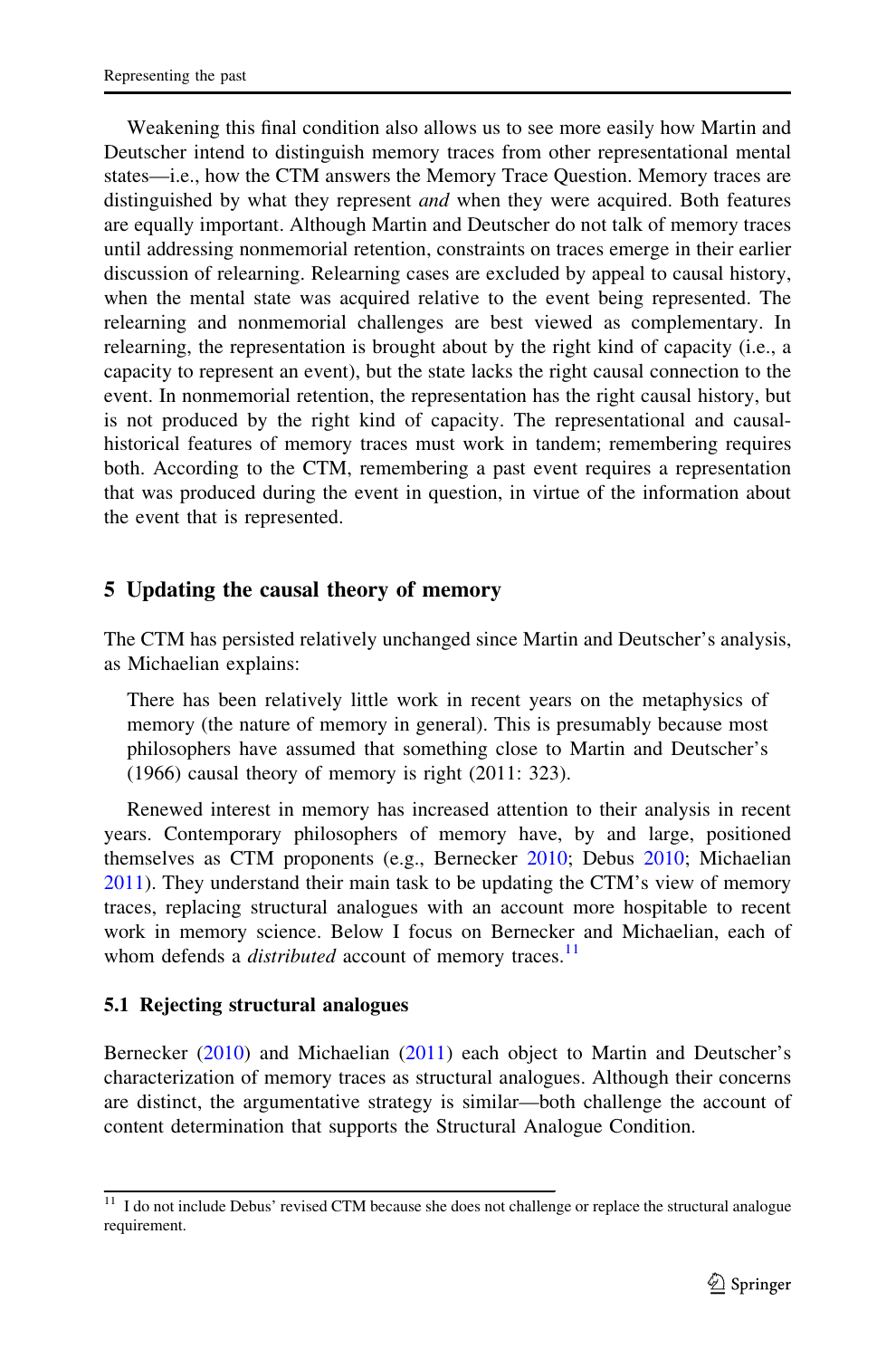Weakening this final condition also allows us to see more easily how Martin and Deutscher intend to distinguish memory traces from other representational mental states—i.e., how the CTM answers the Memory Trace Question. Memory traces are distinguished by what they represent *and* when they were acquired. Both features are equally important. Although Martin and Deutscher do not talk of memory traces until addressing nonmemorial retention, constraints on traces emerge in their earlier discussion of relearning. Relearning cases are excluded by appeal to causal history, when the mental state was acquired relative to the event being represented. The relearning and nonmemorial challenges are best viewed as complementary. In relearning, the representation is brought about by the right kind of capacity (i.e., a capacity to represent an event), but the state lacks the right causal connection to the event. In nonmemorial retention, the representation has the right causal history, but is not produced by the right kind of capacity. The representational and causal-historical features of memory traces must work in tandem; remembering requires both. According to the CTM, remembering a past event requires a representation that was produced during the event in question, in virtue of the information about the event that is represented.

## 5 Updating the causal theory of memory

The CTM has persisted relatively unchanged since Martin and Deutscher's analysis, as Michaelian explains:

> There has been relatively little work in recent years on the metaphysics of memory (the nature of memory in general). This is presumably because most philosophers have assumed that something close to Martin and Deutscher's (1966) causal theory of memory is right (2011: 323).

Renewed interest in memory has increased attention to their analysis in recent years. Contemporary philosophers of memory have, by and large, positioned themselves as CTM proponents (e.g., Bernecker 2010; Debus 2010; Michaelian 2011). They understand their main task to be updating the CTM's view of memory traces, replacing structural analogues with an account more hospitable to recent work in memory science. Below I focus on Bernecker and Michaelian, each of whom defends a *distributed* account of memory traces.[11]

### 5.1 Rejecting structural analogues

Bernecker (2010) and Michaelian (2011) each object to Martin and Deutscher's characterization of memory traces as structural analogues. Although their concerns are distinct, the argumentative strategy is similar—both challenge the account of content determination that supports the Structural Analogue Condition.

[11] I do not include Debus' revised CTM because she does not challenge or replace the structural analogue requirement.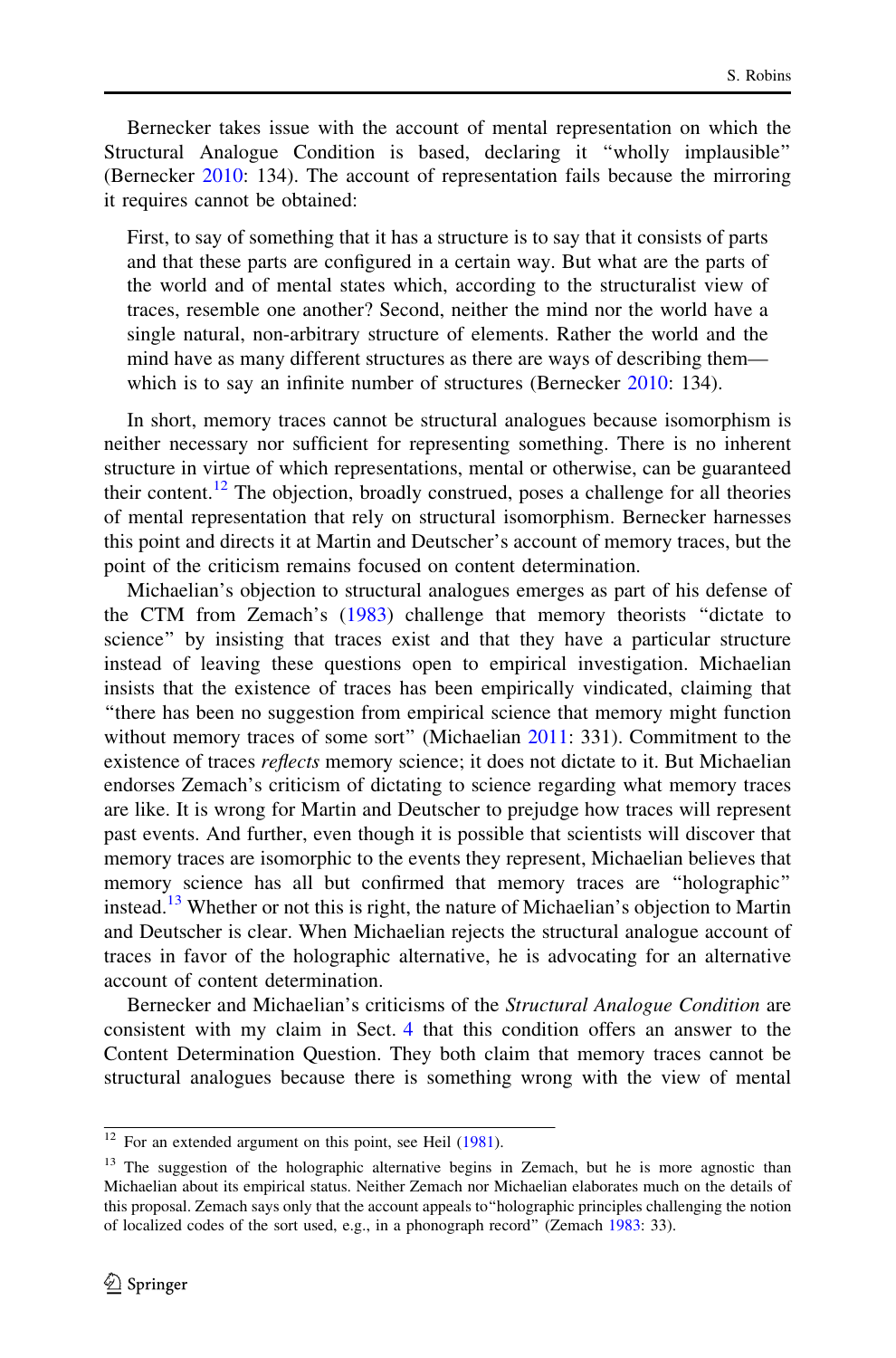Bernecker takes issue with the account of mental representation on which the Structural Analogue Condition is based, declaring it "wholly implausible" (Bernecker 2010: 134). The account of representation fails because the mirroring it requires cannot be obtained:

> First, to say of something that it has a structure is to say that it consists of parts and that these parts are configured in a certain way. But what are the parts of the world and of mental states which, according to the structuralist view of traces, resemble one another? Second, neither the mind nor the world have a single natural, non-arbitrary structure of elements. Rather the world and the mind have as many different structures as there are ways of describing them—which is to say an infinite number of structures (Bernecker 2010: 134).

In short, memory traces cannot be structural analogues because isomorphism is neither necessary nor sufficient for representing something. There is no inherent structure in virtue of which representations, mental or otherwise, can be guaranteed their content.[12] The objection, broadly construed, poses a challenge for all theories of mental representation that rely on structural isomorphism. Bernecker harnesses this point and directs it at Martin and Deutscher's account of memory traces, but the point of the criticism remains focused on content determination.

Michaelian's objection to structural analogues emerges as part of his defense of the CTM from Zemach's (1983) challenge that memory theorists "dictate to science" by insisting that traces exist and that they have a particular structure instead of leaving these questions open to empirical investigation. Michaelian insists that the existence of traces has been empirically vindicated, claiming that "there has been no suggestion from empirical science that memory might function without memory traces of some sort" (Michaelian 2011: 331). Commitment to the existence of traces *reflects* memory science; it does not dictate to it. But Michaelian endorses Zemach's criticism of dictating to science regarding what memory traces are like. It is wrong for Martin and Deutscher to prejudge how traces will represent past events. And further, even though it is possible that scientists will discover that memory traces are isomorphic to the events they represent, Michaelian believes that memory science has all but confirmed that memory traces are "holographic" instead.[13] Whether or not this is right, the nature of Michaelian's objection to Martin and Deutscher is clear. When Michaelian rejects the structural analogue account of traces in favor of the holographic alternative, he is advocating for an alternative account of content determination.

Bernecker and Michaelian's criticisms of the *Structural Analogue Condition* are consistent with my claim in Sect. 4 that this condition offers an answer to the Content Determination Question. They both claim that memory traces cannot be structural analogues because there is something wrong with the view of mental

---

[12] For an extended argument on this point, see Heil (1981).

[13] The suggestion of the holographic alternative begins in Zemach, but he is more agnostic than Michaelian about its empirical status. Neither Zemach nor Michaelian elaborates much on the details of this proposal. Zemach says only that the account appeals to "holographic principles challenging the notion of localized codes of the sort used, e.g., in a phonograph record" (Zemach 1983: 33).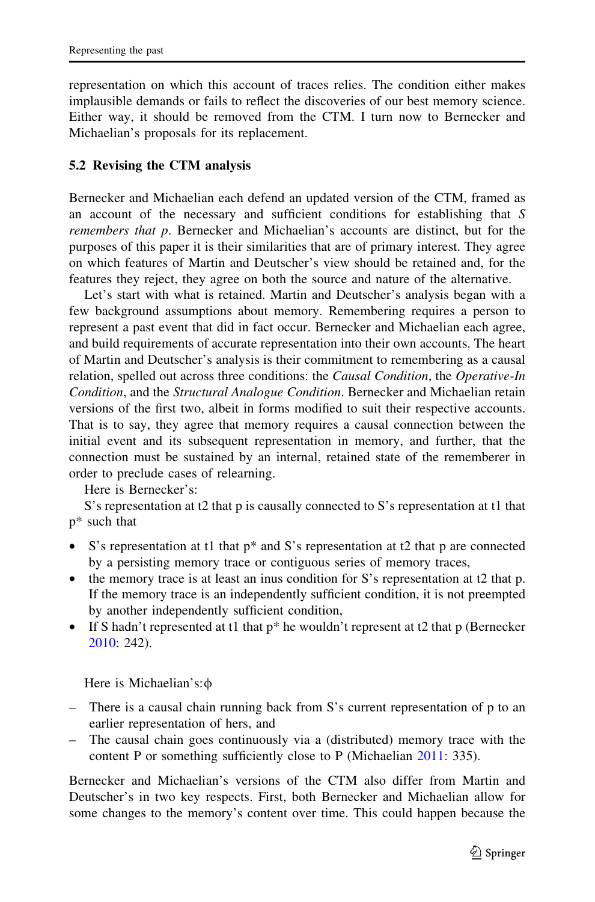representation on which this account of traces relies. The condition either makes implausible demands or fails to reflect the discoveries of our best memory science. Either way, it should be removed from the CTM. I turn now to Bernecker and Michaelian's proposals for its replacement.

### 5.2 Revising the CTM analysis

Bernecker and Michaelian each defend an updated version of the CTM, framed as an account of the necessary and sufficient conditions for establishing that *S remembers that p*. Bernecker and Michaelian's accounts are distinct, but for the purposes of this paper it is their similarities that are of primary interest. They agree on which features of Martin and Deutscher's view should be retained and, for the features they reject, they agree on both the source and nature of the alternative.

Let's start with what is retained. Martin and Deutscher's analysis began with a few background assumptions about memory. Remembering requires a person to represent a past event that did in fact occur. Bernecker and Michaelian each agree, and build requirements of accurate representation into their own accounts. The heart of Martin and Deutscher's analysis is their commitment to remembering as a causal relation, spelled out across three conditions: the *Causal Condition*, the *Operative-In Condition*, and the *Structural Analogue Condition*. Bernecker and Michaelian retain versions of the first two, albeit in forms modified to suit their respective accounts. That is to say, they agree that memory requires a causal connection between the initial event and its subsequent representation in memory, and further, that the connection must be sustained by an internal, retained state of the rememberer in order to preclude cases of relearning.

Here is Bernecker's:

S's representation at t2 that p is causally connected to S's representation at t1 that p* such that

- S's representation at t1 that p* and S's representation at t2 that p are connected by a persisting memory trace or contiguous series of memory traces,
- the memory trace is at least an inus condition for S's representation at t2 that p. If the memory trace is an independently sufficient condition, it is not preempted by another independently sufficient condition,
- If S hadn't represented at t1 that p* he wouldn't represent at t2 that p (Bernecker 2010: 242).

Here is Michaelian's:ϕ

- There is a causal chain running back from S's current representation of p to an earlier representation of hers, and
- The causal chain goes continuously via a (distributed) memory trace with the content P or something sufficiently close to P (Michaelian 2011: 335).

Bernecker and Michaelian's versions of the CTM also differ from Martin and Deutscher's in two key respects. First, both Bernecker and Michaelian allow for some changes to the memory's content over time. This could happen because the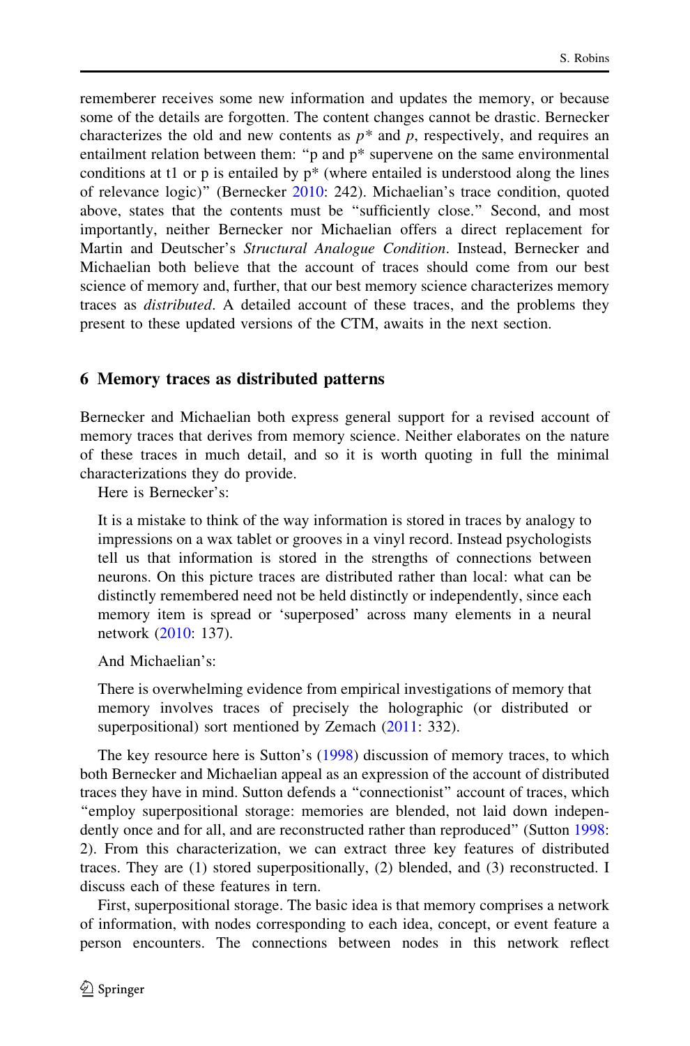rememberer receives some new information and updates the memory, or because some of the details are forgotten. The content changes cannot be drastic. Bernecker characterizes the old and new contents as $p^*$ and $p$, respectively, and requires an entailment relation between them: "p and p* supervene on the same environmental conditions at t1 or p is entailed by p* (where entailed is understood along the lines of relevance logic)" (Bernecker 2010: 242). Michaelian's trace condition, quoted above, states that the contents must be "sufficiently close." Second, and most importantly, neither Bernecker nor Michaelian offers a direct replacement for Martin and Deutscher's *Structural Analogue Condition*. Instead, Bernecker and Michaelian both believe that the account of traces should come from our best science of memory and, further, that our best memory science characterizes memory traces as *distributed*. A detailed account of these traces, and the problems they present to these updated versions of the CTM, awaits in the next section.

## 6 Memory traces as distributed patterns

Bernecker and Michaelian both express general support for a revised account of memory traces that derives from memory science. Neither elaborates on the nature of these traces in much detail, and so it is worth quoting in full the minimal characterizations they do provide.

Here is Bernecker's:

> It is a mistake to think of the way information is stored in traces by analogy to impressions on a wax tablet or grooves in a vinyl record. Instead psychologists tell us that information is stored in the strengths of connections between neurons. On this picture traces are distributed rather than local: what can be distinctly remembered need not be held distinctly or independently, since each memory item is spread or 'superposed' across many elements in a neural network (2010: 137).

And Michaelian's:

> There is overwhelming evidence from empirical investigations of memory that memory involves traces of precisely the holographic (or distributed or superpositional) sort mentioned by Zemach (2011: 332).

The key resource here is Sutton's (1998) discussion of memory traces, to which both Bernecker and Michaelian appeal as an expression of the account of distributed traces they have in mind. Sutton defends a "connectionist" account of traces, which "employ superpositional storage: memories are blended, not laid down independently once and for all, and are reconstructed rather than reproduced" (Sutton 1998: 2). From this characterization, we can extract three key features of distributed traces. They are (1) stored superpositionally, (2) blended, and (3) reconstructed. I discuss each of these features in tern.

First, superpositional storage. The basic idea is that memory comprises a network of information, with nodes corresponding to each idea, concept, or event feature a person encounters. The connections between nodes in this network reflect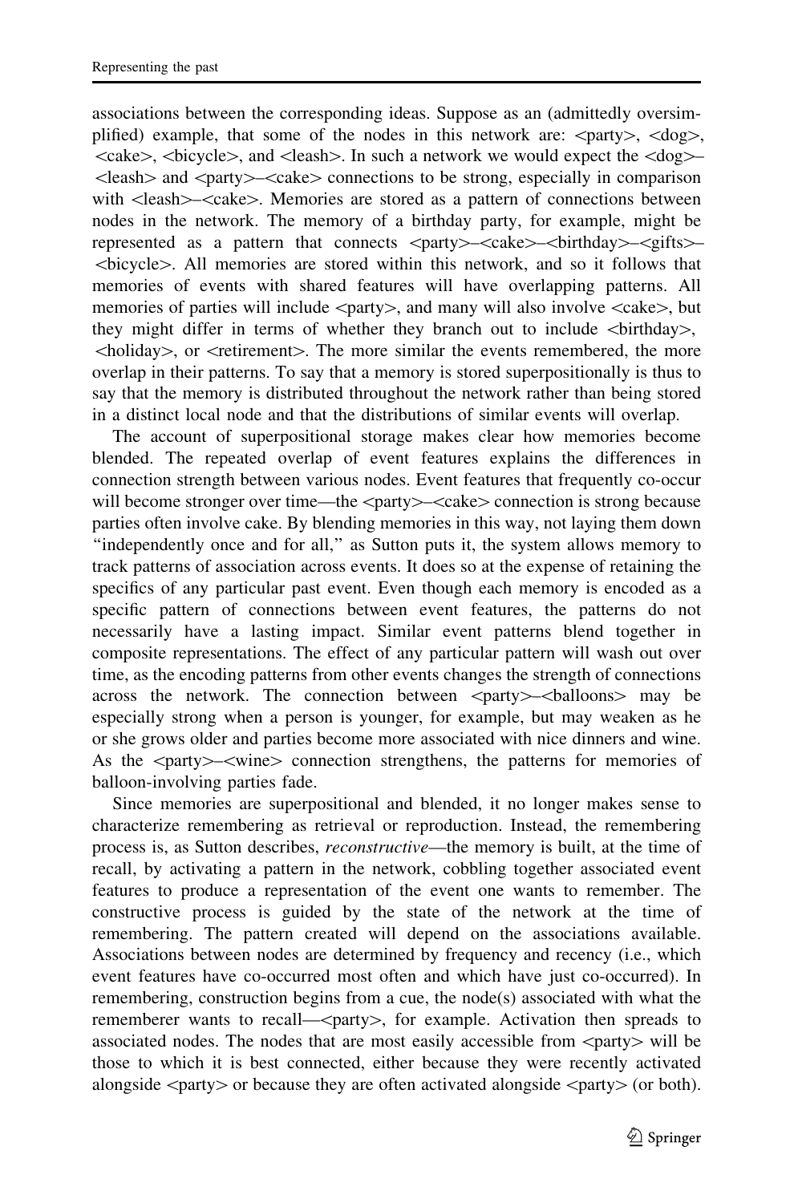associations between the corresponding ideas. Suppose as an (admittedly oversimplified) example, that some of the nodes in this network are: <party>, <dog>, <cake>, <bicycle>, and <leash>. In such a network we would expect the <dog>–<leash> and <party>–<cake> connections to be strong, especially in comparison with <leash>–<cake>. Memories are stored as a pattern of connections between nodes in the network. The memory of a birthday party, for example, might be represented as a pattern that connects <party>–<cake>–<birthday>–<gifts>–<bicycle>. All memories are stored within this network, and so it follows that memories of events with shared features will have overlapping patterns. All memories of parties will include <party>, and many will also involve <cake>, but they might differ in terms of whether they branch out to include <birthday>, <holiday>, or <retirement>. The more similar the events remembered, the more overlap in their patterns. To say that a memory is stored superpositionally is thus to say that the memory is distributed throughout the network rather than being stored in a distinct local node and that the distributions of similar events will overlap.

The account of superpositional storage makes clear how memories become blended. The repeated overlap of event features explains the differences in connection strength between various nodes. Event features that frequently co-occur will become stronger over time—the <party>–<cake> connection is strong because parties often involve cake. By blending memories in this way, not laying them down "independently once and for all," as Sutton puts it, the system allows memory to track patterns of association across events. It does so at the expense of retaining the specifics of any particular past event. Even though each memory is encoded as a specific pattern of connections between event features, the patterns do not necessarily have a lasting impact. Similar event patterns blend together in composite representations. The effect of any particular pattern will wash out over time, as the encoding patterns from other events changes the strength of connections across the network. The connection between <party>–<balloons> may be especially strong when a person is younger, for example, but may weaken as he or she grows older and parties become more associated with nice dinners and wine. As the <party>–<wine> connection strengthens, the patterns for memories of balloon-involving parties fade.

Since memories are superpositional and blended, it no longer makes sense to characterize remembering as retrieval or reproduction. Instead, the remembering process is, as Sutton describes, *reconstructive*—the memory is built, at the time of recall, by activating a pattern in the network, cobbling together associated event features to produce a representation of the event one wants to remember. The constructive process is guided by the state of the network at the time of remembering. The pattern created will depend on the associations available. Associations between nodes are determined by frequency and recency (i.e., which event features have co-occurred most often and which have just co-occurred). In remembering, construction begins from a cue, the node(s) associated with what the rememberer wants to recall—<party>, for example. Activation then spreads to associated nodes. The nodes that are most easily accessible from <party> will be those to which it is best connected, either because they were recently activated alongside <party> or because they are often activated alongside <party> (or both).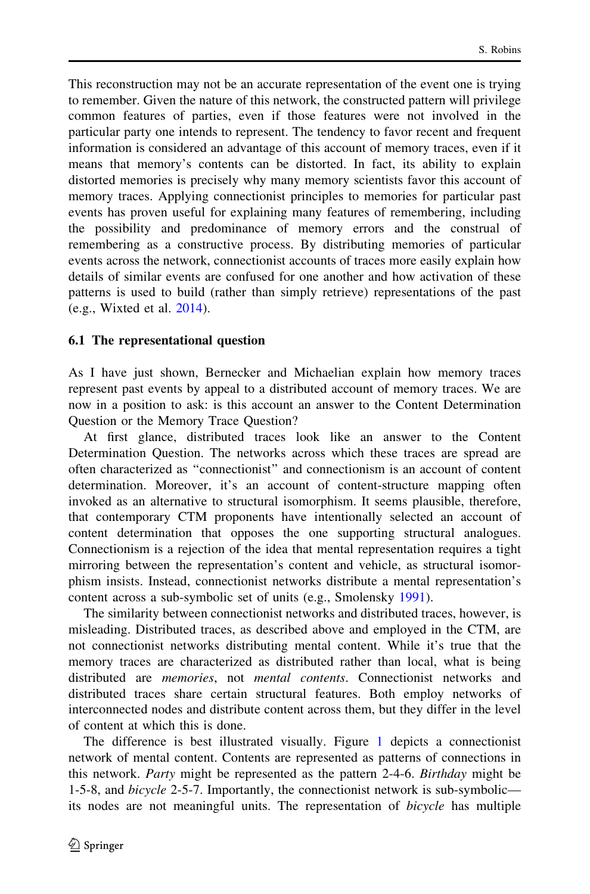This reconstruction may not be an accurate representation of the event one is trying to remember. Given the nature of this network, the constructed pattern will privilege common features of parties, even if those features were not involved in the particular party one intends to represent. The tendency to favor recent and frequent information is considered an advantage of this account of memory traces, even if it means that memory's contents can be distorted. In fact, its ability to explain distorted memories is precisely why many memory scientists favor this account of memory traces. Applying connectionist principles to memories for particular past events has proven useful for explaining many features of remembering, including the possibility and predominance of memory errors and the construal of remembering as a constructive process. By distributing memories of particular events across the network, connectionist accounts of traces more easily explain how details of similar events are confused for one another and how activation of these patterns is used to build (rather than simply retrieve) representations of the past (e.g., Wixted et al. 2014).

### 6.1 The representational question

As I have just shown, Bernecker and Michaelian explain how memory traces represent past events by appeal to a distributed account of memory traces. We are now in a position to ask: is this account an answer to the Content Determination Question or the Memory Trace Question?

At first glance, distributed traces look like an answer to the Content Determination Question. The networks across which these traces are spread are often characterized as "connectionist" and connectionism is an account of content determination. Moreover, it's an account of content-structure mapping often invoked as an alternative to structural isomorphism. It seems plausible, therefore, that contemporary CTM proponents have intentionally selected an account of content determination that opposes the one supporting structural analogues. Connectionism is a rejection of the idea that mental representation requires a tight mirroring between the representation's content and vehicle, as structural isomorphism insists. Instead, connectionist networks distribute a mental representation's content across a sub-symbolic set of units (e.g., Smolensky 1991).

The similarity between connectionist networks and distributed traces, however, is misleading. Distributed traces, as described above and employed in the CTM, are not connectionist networks distributing mental content. While it's true that the memory traces are characterized as distributed rather than local, what is being distributed are *memories*, not *mental contents*. Connectionist networks and distributed traces share certain structural features. Both employ networks of interconnected nodes and distribute content across them, but they differ in the level of content at which this is done.

The difference is best illustrated visually. Figure 1 depicts a connectionist network of mental content. Contents are represented as patterns of connections in this network. *Party* might be represented as the pattern 2-4-6. *Birthday* might be 1-5-8, and *bicycle* 2-5-7. Importantly, the connectionist network is sub-symbolic—its nodes are not meaningful units. The representation of *bicycle* has multiple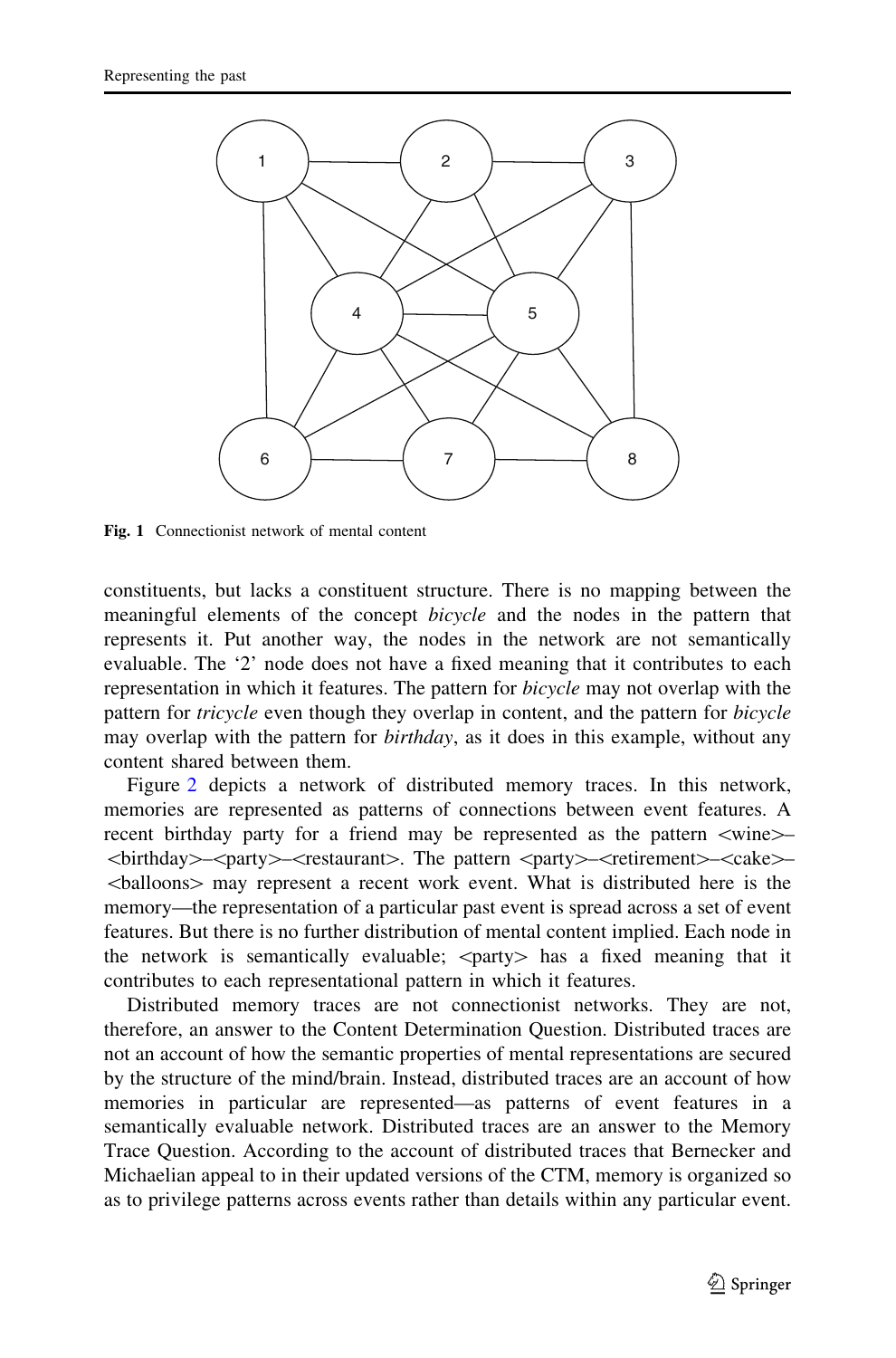Fig. 1 Connectionist network of mental content

constituents, but lacks a constituent structure. There is no mapping between the meaningful elements of the concept *bicycle* and the nodes in the pattern that represents it. Put another way, the nodes in the network are not semantically evaluable. The '2' node does not have a fixed meaning that it contributes to each representation in which it features. The pattern for *bicycle* may not overlap with the pattern for *tricycle* even though they overlap in content, and the pattern for *bicycle* may overlap with the pattern for *birthday*, as it does in this example, without any content shared between them.

Figure 2 depicts a network of distributed memory traces. In this network, memories are represented as patterns of connections between event features. A recent birthday party for a friend may be represented as the pattern <wine>–<birthday>–<party>–<restaurant>. The pattern <party>–<retirement>–<cake>–<balloons> may represent a recent work event. What is distributed here is the memory—the representation of a particular past event is spread across a set of event features. But there is no further distribution of mental content implied. Each node in the network is semantically evaluable; <party> has a fixed meaning that it contributes to each representational pattern in which it features.

Distributed memory traces are not connectionist networks. They are not, therefore, an answer to the Content Determination Question. Distributed traces are not an account of how the semantic properties of mental representations are secured by the structure of the mind/brain. Instead, distributed traces are an account of how memories in particular are represented—as patterns of event features in a semantically evaluable network. Distributed traces are an answer to the Memory Trace Question. According to the account of distributed traces that Bernecker and Michaelian appeal to in their updated versions of the CTM, memory is organized so as to privilege patterns across events rather than details within any particular event.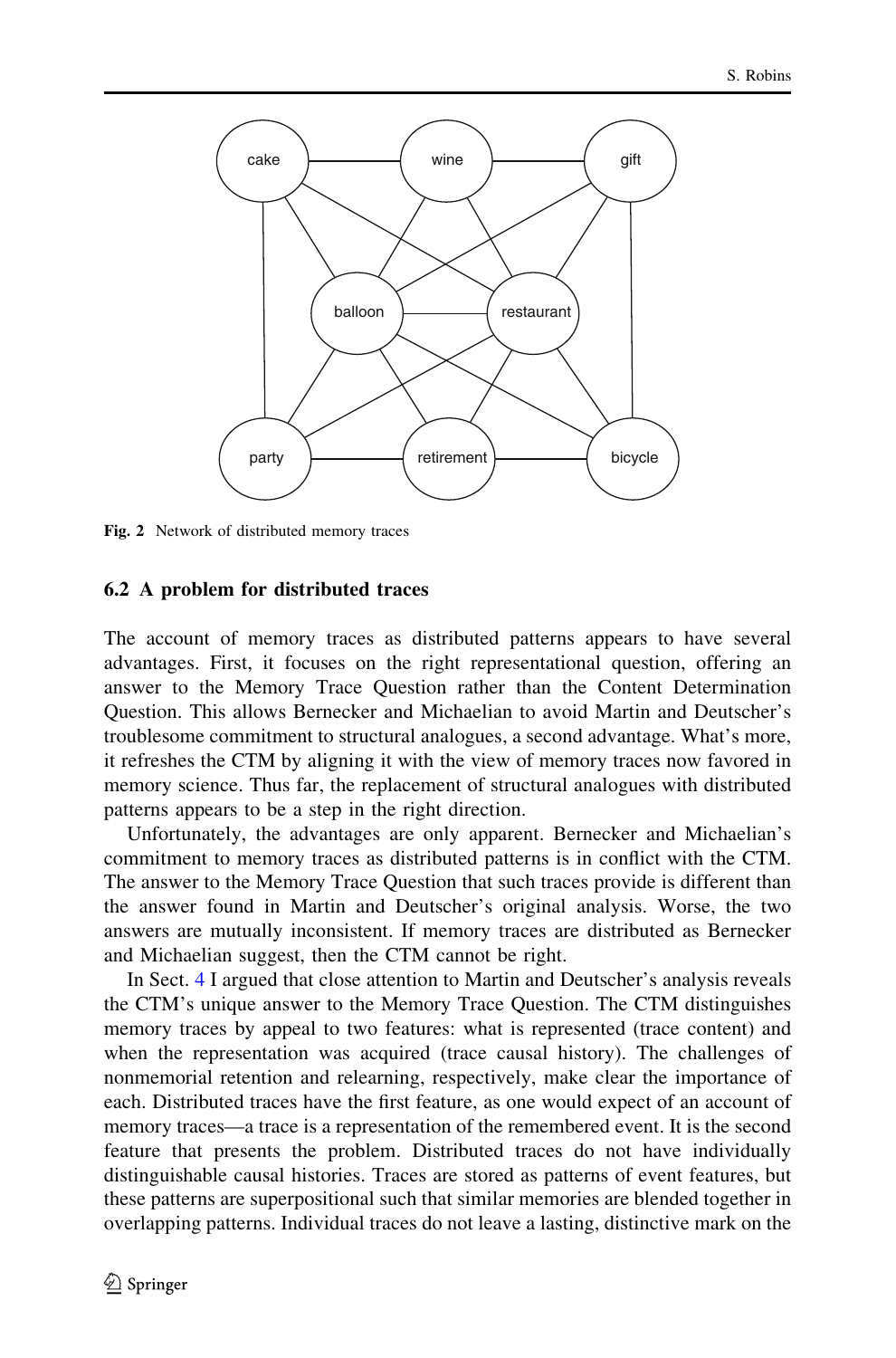cake
wine
gift
balloon
restaurant
party
retirement
bicycle

**Fig. 2** Network of distributed memory traces

### 6.2 A problem for distributed traces

The account of memory traces as distributed patterns appears to have several advantages. First, it focuses on the right representational question, offering an answer to the Memory Trace Question rather than the Content Determination Question. This allows Bernecker and Michaelian to avoid Martin and Deutscher's troublesome commitment to structural analogues, a second advantage. What's more, it refreshes the CTM by aligning it with the view of memory traces now favored in memory science. Thus far, the replacement of structural analogues with distributed patterns appears to be a step in the right direction.

Unfortunately, the advantages are only apparent. Bernecker and Michaelian's commitment to memory traces as distributed patterns is in conflict with the CTM. The answer to the Memory Trace Question that such traces provide is different than the answer found in Martin and Deutscher's original analysis. Worse, the two answers are mutually inconsistent. If memory traces are distributed as Bernecker and Michaelian suggest, then the CTM cannot be right.

In Sect. 4 I argued that close attention to Martin and Deutscher's analysis reveals the CTM's unique answer to the Memory Trace Question. The CTM distinguishes memory traces by appeal to two features: what is represented (trace content) and when the representation was acquired (trace causal history). The challenges of nonmemorial retention and relearning, respectively, make clear the importance of each. Distributed traces have the first feature, as one would expect of an account of memory traces—a trace is a representation of the remembered event. It is the second feature that presents the problem. Distributed traces do not have individually distinguishable causal histories. Traces are stored as patterns of event features, but these patterns are superpositional such that similar memories are blended together in overlapping patterns. Individual traces do not leave a lasting, distinctive mark on the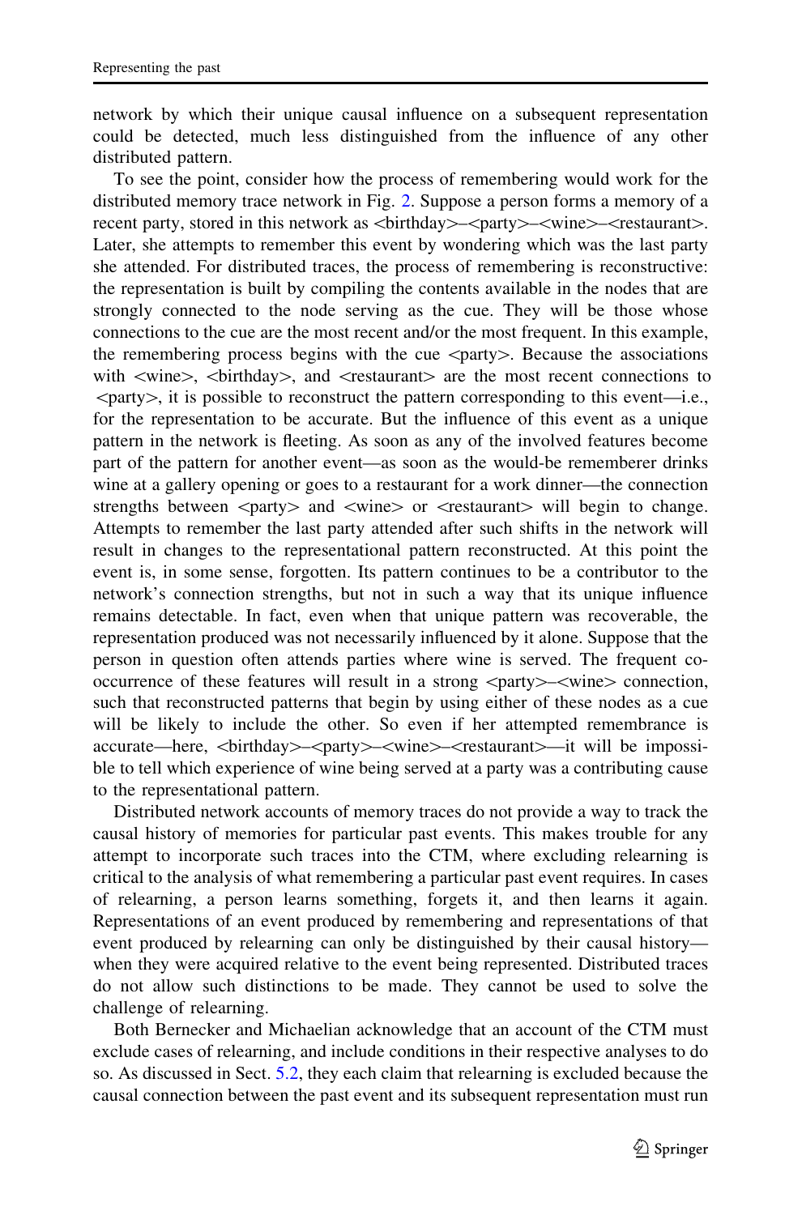network by which their unique causal influence on a subsequent representation could be detected, much less distinguished from the influence of any other distributed pattern.

To see the point, consider how the process of remembering would work for the distributed memory trace network in Fig. 2. Suppose a person forms a memory of a recent party, stored in this network as <birthday>–<party>–<wine>–<restaurant>. Later, she attempts to remember this event by wondering which was the last party she attended. For distributed traces, the process of remembering is reconstructive: the representation is built by compiling the contents available in the nodes that are strongly connected to the node serving as the cue. They will be those whose connections to the cue are the most recent and/or the most frequent. In this example, the remembering process begins with the cue <party>. Because the associations with <wine>, <birthday>, and <restaurant> are the most recent connections to <party>, it is possible to reconstruct the pattern corresponding to this event—i.e., for the representation to be accurate. But the influence of this event as a unique pattern in the network is fleeting. As soon as any of the involved features become part of the pattern for another event—as soon as the would-be rememberer drinks wine at a gallery opening or goes to a restaurant for a work dinner—the connection strengths between <party> and <wine> or <restaurant> will begin to change. Attempts to remember the last party attended after such shifts in the network will result in changes to the representational pattern reconstructed. At this point the event is, in some sense, forgotten. Its pattern continues to be a contributor to the network's connection strengths, but not in such a way that its unique influence remains detectable. In fact, even when that unique pattern was recoverable, the representation produced was not necessarily influenced by it alone. Suppose that the person in question often attends parties where wine is served. The frequent co-occurrence of these features will result in a strong <party>–<wine> connection, such that reconstructed patterns that begin by using either of these nodes as a cue will be likely to include the other. So even if her attempted remembrance is accurate—here, <birthday>–<party>–<wine>–<restaurant>—it will be impossible to tell which experience of wine being served at a party was a contributing cause to the representational pattern.

Distributed network accounts of memory traces do not provide a way to track the causal history of memories for particular past events. This makes trouble for any attempt to incorporate such traces into the CTM, where excluding relearning is critical to the analysis of what remembering a particular past event requires. In cases of relearning, a person learns something, forgets it, and then learns it again. Representations of an event produced by remembering and representations of that event produced by relearning can only be distinguished by their causal history—when they were acquired relative to the event being represented. Distributed traces do not allow such distinctions to be made. They cannot be used to solve the challenge of relearning.

Both Bernecker and Michaelian acknowledge that an account of the CTM must exclude cases of relearning, and include conditions in their respective analyses to do so. As discussed in Sect. 5.2, they each claim that relearning is excluded because the causal connection between the past event and its subsequent representation must run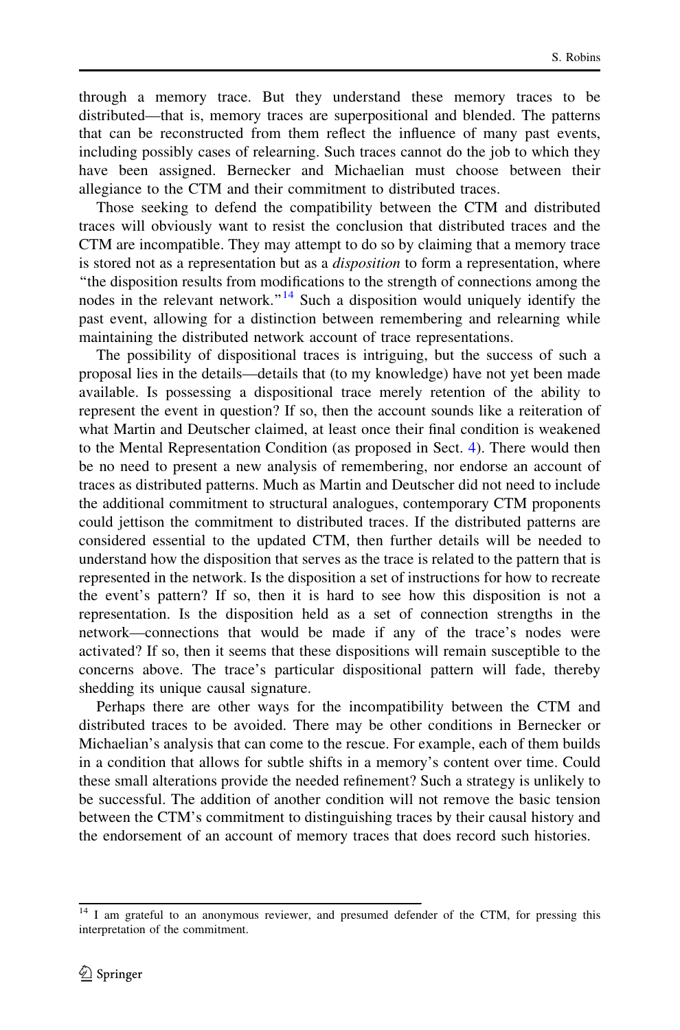through a memory trace. But they understand these memory traces to be distributed—that is, memory traces are superpositional and blended. The patterns that can be reconstructed from them reflect the influence of many past events, including possibly cases of relearning. Such traces cannot do the job to which they have been assigned. Bernecker and Michaelian must choose between their allegiance to the CTM and their commitment to distributed traces.

Those seeking to defend the compatibility between the CTM and distributed traces will obviously want to resist the conclusion that distributed traces and the CTM are incompatible. They may attempt to do so by claiming that a memory trace is stored not as a representation but as a *disposition* to form a representation, where "the disposition results from modifications to the strength of connections among the nodes in the relevant network."[14] Such a disposition would uniquely identify the past event, allowing for a distinction between remembering and relearning while maintaining the distributed network account of trace representations.

The possibility of dispositional traces is intriguing, but the success of such a proposal lies in the details—details that (to my knowledge) have not yet been made available. Is possessing a dispositional trace merely retention of the ability to represent the event in question? If so, then the account sounds like a reiteration of what Martin and Deutscher claimed, at least once their final condition is weakened to the Mental Representation Condition (as proposed in Sect. 4). There would then be no need to present a new analysis of remembering, nor endorse an account of traces as distributed patterns. Much as Martin and Deutscher did not need to include the additional commitment to structural analogues, contemporary CTM proponents could jettison the commitment to distributed traces. If the distributed patterns are considered essential to the updated CTM, then further details will be needed to understand how the disposition that serves as the trace is related to the pattern that is represented in the network. Is the disposition a set of instructions for how to recreate the event's pattern? If so, then it is hard to see how this disposition is not a representation. Is the disposition held as a set of connection strengths in the network—connections that would be made if any of the trace's nodes were activated? If so, then it seems that these dispositions will remain susceptible to the concerns above. The trace's particular dispositional pattern will fade, thereby shedding its unique causal signature.

Perhaps there are other ways for the incompatibility between the CTM and distributed traces to be avoided. There may be other conditions in Bernecker or Michaelian's analysis that can come to the rescue. For example, each of them builds in a condition that allows for subtle shifts in a memory's content over time. Could these small alterations provide the needed refinement? Such a strategy is unlikely to be successful. The addition of another condition will not remove the basic tension between the CTM's commitment to distinguishing traces by their causal history and the endorsement of an account of memory traces that does record such histories.

[14] I am grateful to an anonymous reviewer, and presumed defender of the CTM, for pressing this interpretation of the commitment.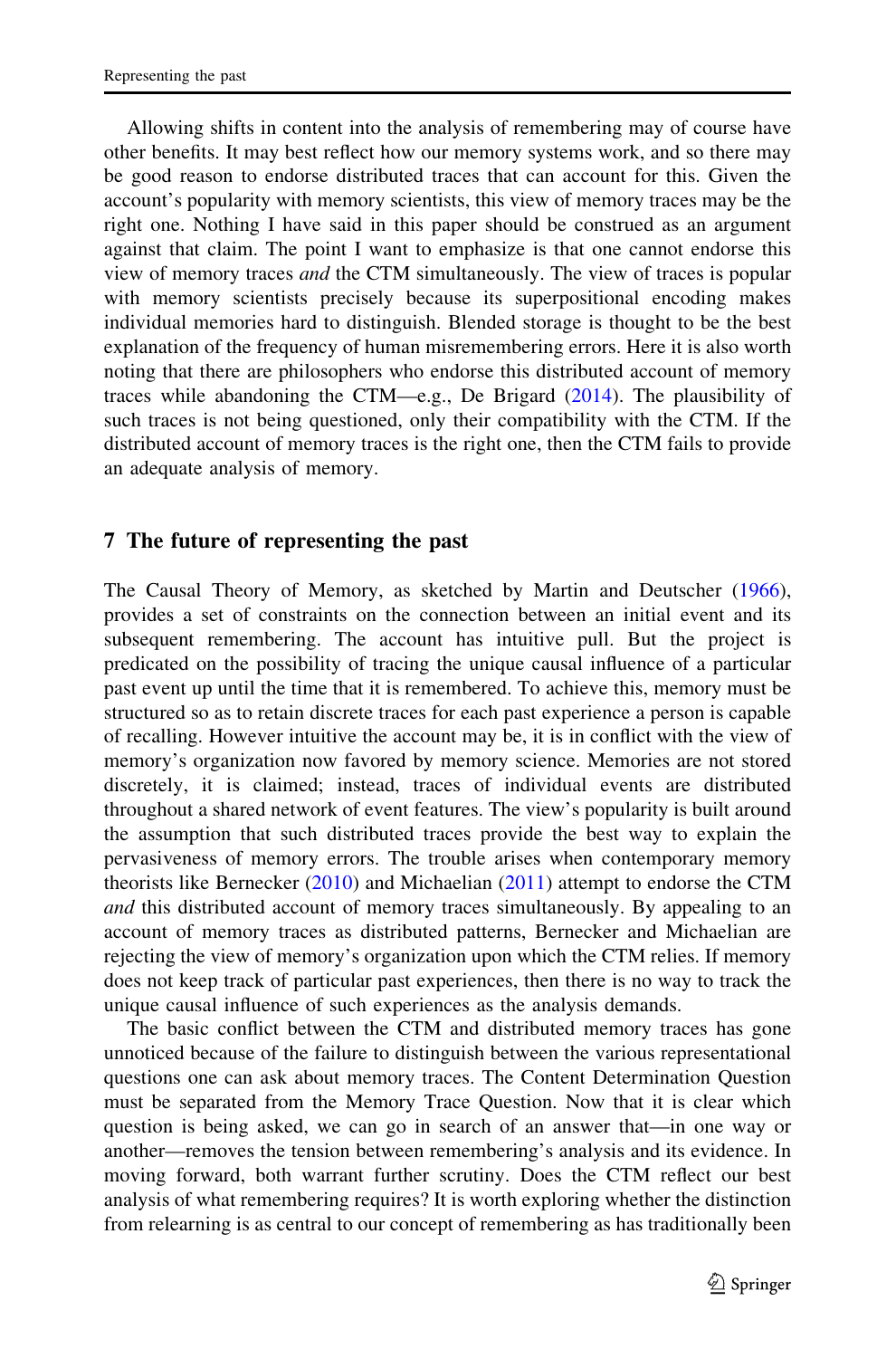Allowing shifts in content into the analysis of remembering may of course have other benefits. It may best reflect how our memory systems work, and so there may be good reason to endorse distributed traces that can account for this. Given the account's popularity with memory scientists, this view of memory traces may be the right one. Nothing I have said in this paper should be construed as an argument against that claim. The point I want to emphasize is that one cannot endorse this view of memory traces *and* the CTM simultaneously. The view of traces is popular with memory scientists precisely because its superpositional encoding makes individual memories hard to distinguish. Blended storage is thought to be the best explanation of the frequency of human misremembering errors. Here it is also worth noting that there are philosophers who endorse this distributed account of memory traces while abandoning the CTM—e.g., De Brigard (2014). The plausibility of such traces is not being questioned, only their compatibility with the CTM. If the distributed account of memory traces is the right one, then the CTM fails to provide an adequate analysis of memory.

## 7 The future of representing the past

The Causal Theory of Memory, as sketched by Martin and Deutscher (1966), provides a set of constraints on the connection between an initial event and its subsequent remembering. The account has intuitive pull. But the project is predicated on the possibility of tracing the unique causal influence of a particular past event up until the time that it is remembered. To achieve this, memory must be structured so as to retain discrete traces for each past experience a person is capable of recalling. However intuitive the account may be, it is in conflict with the view of memory's organization now favored by memory science. Memories are not stored discretely, it is claimed; instead, traces of individual events are distributed throughout a shared network of event features. The view's popularity is built around the assumption that such distributed traces provide the best way to explain the pervasiveness of memory errors. The trouble arises when contemporary memory theorists like Bernecker (2010) and Michaelian (2011) attempt to endorse the CTM *and* this distributed account of memory traces simultaneously. By appealing to an account of memory traces as distributed patterns, Bernecker and Michaelian are rejecting the view of memory's organization upon which the CTM relies. If memory does not keep track of particular past experiences, then there is no way to track the unique causal influence of such experiences as the analysis demands.

The basic conflict between the CTM and distributed memory traces has gone unnoticed because of the failure to distinguish between the various representational questions one can ask about memory traces. The Content Determination Question must be separated from the Memory Trace Question. Now that it is clear which question is being asked, we can go in search of an answer that—in one way or another—removes the tension between remembering's analysis and its evidence. In moving forward, both warrant further scrutiny. Does the CTM reflect our best analysis of what remembering requires? It is worth exploring whether the distinction from relearning is as central to our concept of remembering as has traditionally been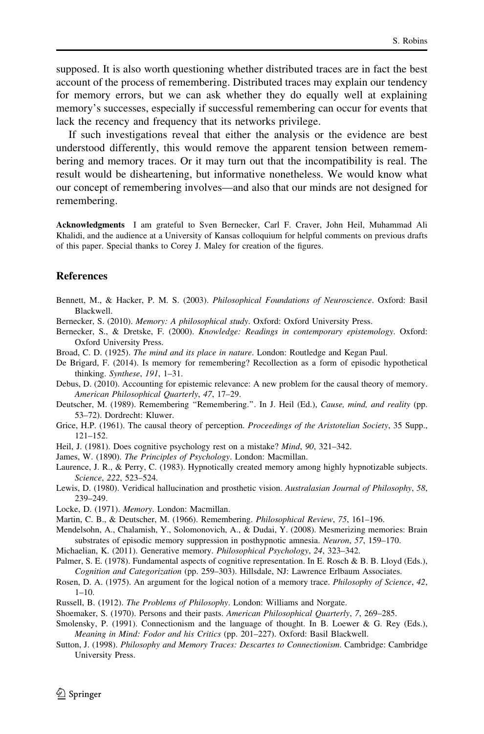supposed. It is also worth questioning whether distributed traces are in fact the best account of the process of remembering. Distributed traces may explain our tendency for memory errors, but we can ask whether they do equally well at explaining memory's successes, especially if successful remembering can occur for events that lack the recency and frequency that its networks privilege.

If such investigations reveal that either the analysis or the evidence are best understood differently, this would remove the apparent tension between remembering and memory traces. Or it may turn out that the incompatibility is real. The result would be disheartening, but informative nonetheless. We would know what our concept of remembering involves—and also that our minds are not designed for remembering.

**Acknowledgments** I am grateful to Sven Bernecker, Carl F. Craver, John Heil, Muhammad Ali Khalidi, and the audience at a University of Kansas colloquium for helpful comments on previous drafts of this paper. Special thanks to Corey J. Maley for creation of the figures.

## References

Bennett, M., & Hacker, P. M. S. (2003). *Philosophical Foundations of Neuroscience*. Oxford: Basil Blackwell.

Bernecker, S. (2010). *Memory: A philosophical study*. Oxford: Oxford University Press.

Bernecker, S., & Dretske, F. (2000). *Knowledge: Readings in contemporary epistemology*. Oxford: Oxford University Press.

Broad, C. D. (1925). *The mind and its place in nature*. London: Routledge and Kegan Paul.

De Brigard, F. (2014). Is memory for remembering? Recollection as a form of episodic hypothetical thinking. *Synthese*, *191*, 1–31.

Debus, D. (2010). Accounting for epistemic relevance: A new problem for the causal theory of memory. *American Philosophical Quarterly*, *47*, 17–29.

Deutscher, M. (1989). Remembering "Remembering.". In J. Heil (Ed.), *Cause, mind, and reality* (pp. 53–72). Dordrecht: Kluwer.

Grice, H.P. (1961). The causal theory of perception. *Proceedings of the Aristotelian Society*, 35 Supp., 121–152.

Heil, J. (1981). Does cognitive psychology rest on a mistake? *Mind*, *90*, 321–342.

James, W. (1890). *The Principles of Psychology*. London: Macmillan.

Laurence, J. R., & Perry, C. (1983). Hypnotically created memory among highly hypnotizable subjects. *Science*, *222*, 523–524.

Lewis, D. (1980). Veridical hallucination and prosthetic vision. *Australasian Journal of Philosophy*, *58*, 239–249.

Locke, D. (1971). *Memory*. London: Macmillan.

Martin, C. B., & Deutscher, M. (1966). Remembering. *Philosophical Review*, *75*, 161–196.

Mendelsohn, A., Chalamish, Y., Solomonovich, A., & Dudai, Y. (2008). Mesmerizing memories: Brain substrates of episodic memory suppression in posthypnotic amnesia. *Neuron*, *57*, 159–170.

Michaelian, K. (2011). Generative memory. *Philosophical Psychology*, *24*, 323–342.

Palmer, S. E. (1978). Fundamental aspects of cognitive representation. In E. Rosch & B. B. Lloyd (Eds.), *Cognition and Categorization* (pp. 259–303). Hillsdale, NJ: Lawrence Erlbaum Associates.

Rosen, D. A. (1975). An argument for the logical notion of a memory trace. *Philosophy of Science*, *42*, 1–10.

Russell, B. (1912). *The Problems of Philosophy*. London: Williams and Norgate.

Shoemaker, S. (1970). Persons and their pasts. *American Philosophical Quarterly*, *7*, 269–285.

Smolensky, P. (1991). Connectionism and the language of thought. In B. Loewer & G. Rey (Eds.), *Meaning in Mind: Fodor and his Critics* (pp. 201–227). Oxford: Basil Blackwell.

Sutton, J. (1998). *Philosophy and Memory Traces: Descartes to Connectionism*. Cambridge: Cambridge University Press.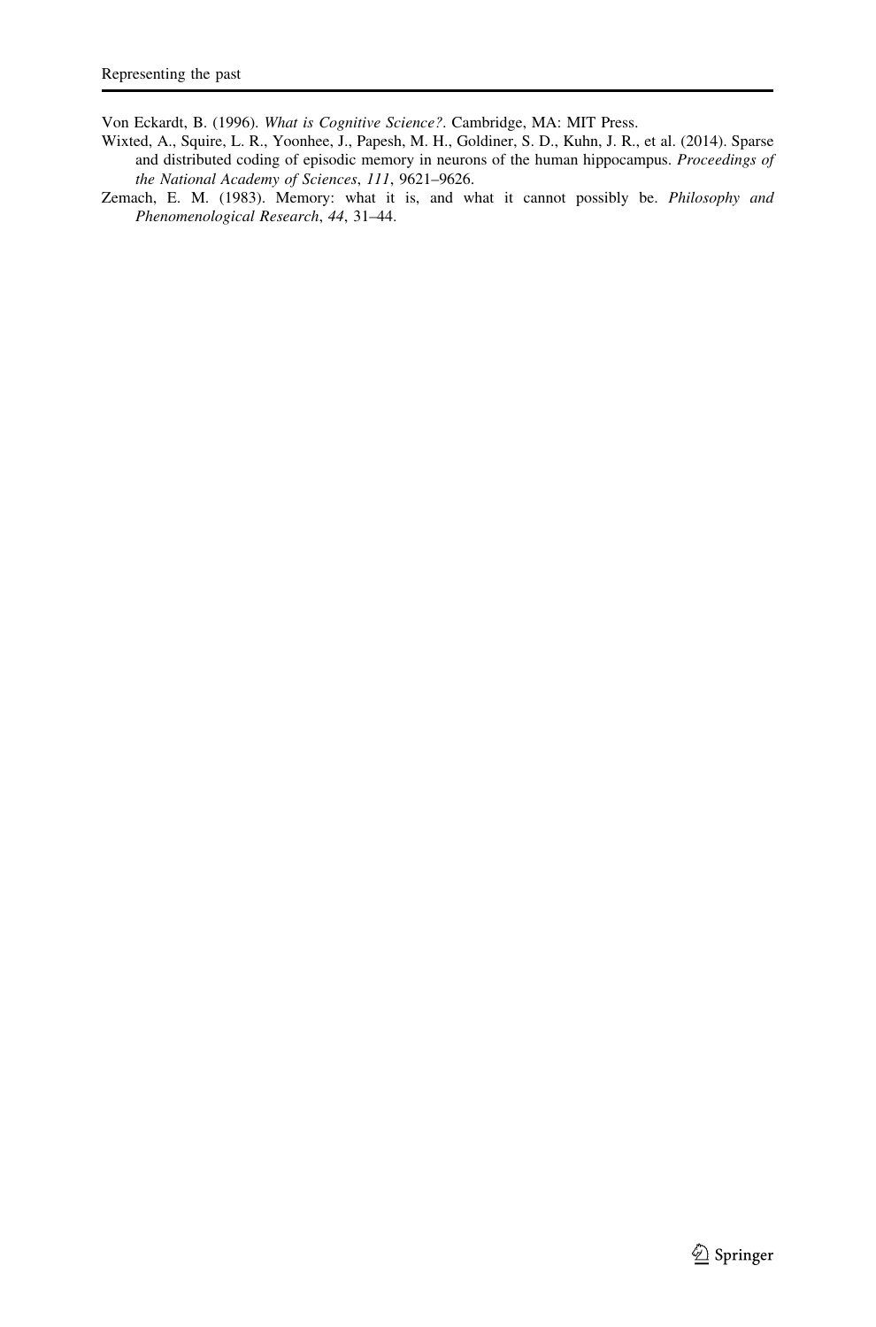Von Eckardt, B. (1996). *What is Cognitive Science?*. Cambridge, MA: MIT Press.

Wixted, A., Squire, L. R., Yoonhee, J., Papesh, M. H., Goldiner, S. D., Kuhn, J. R., et al. (2014). Sparse and distributed coding of episodic memory in neurons of the human hippocampus. *Proceedings of the National Academy of Sciences*, *111*, 9621–9626.

Zemach, E. M. (1983). Memory: what it is, and what it cannot possibly be. *Philosophy and Phenomenological Research*, *44*, 31–44.